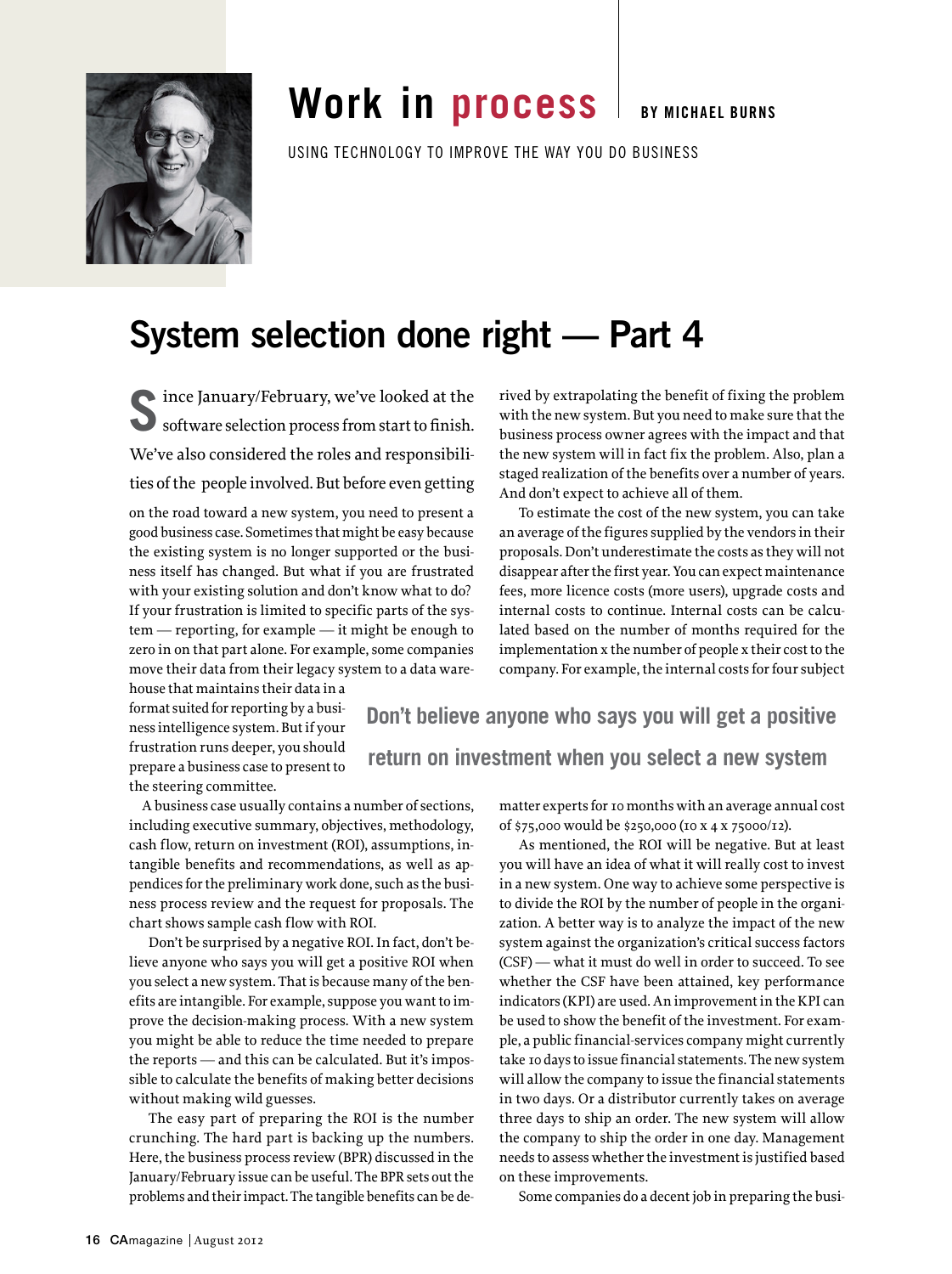# Work in process

**BY MICHAEL BURNS**

USING TECHNOLOGY TO IMPROVE THE WAY YOU DO BUSINESS

## System selection done right — Part 4

Since January/February, we've looked at the software selection process from start to finish. We've also considered the roles and responsibilities of the people involved. But before even getting on the road toward a new system, you need to present a good business case. Sometimes that might be easy because the existing system is no longer supported or the business itself has changed. But what if you are frustrated with your existing solution and don't know what to do? If your frustration is limited to specific parts of the system — reporting, for example — it might be enough to zero in on that part alone. For example, some companies move their data from their legacy system to a data warehouse that maintains their data in a format suited for reporting by a business intelligence system. But if your frustration runs deeper, you should prepare a business case to present to the steering committee.

A business case usually contains a number of sections, including executive summary, objectives, methodology, cash flow, return on investment (ROI), assumptions, intangible benefits and recommendations, as well as appendices for the preliminary work done, such as the business process review and the request for proposals. The chart shows sample cash flow with ROI.

Don't be surprised by a negative ROI. In fact, don't believe anyone who says you will get a positive ROI when you select a new system. That is because many of the benefits are intangible. For example, suppose you want to improve the decision-making process. With a new system you might be able to reduce the time needed to prepare the reports — and this can be calculated. But it's impossible to calculate the benefits of making better decisions without making wild guesses.

The easy part of preparing the ROI is the number crunching. The hard part is backing up the numbers. Here, the business process review (BPR) discussed in the January/February issue can be useful. The BPR sets out the problems and their impact. The tangible benefits can be derived by extrapolating the benefit of fixing the problem with the new system. But you need to make sure that the business process owner agrees with the impact and that the new system will in fact fix the problem. Also, plan a staged realization of the benefits over a number of years. And don't expect to achieve all of them.

To estimate the cost of the new system, you can take an average of the figures supplied by the vendors in their proposals. Don't underestimate the costs as they will not disappear after the first year. You can expect maintenance fees, more licence costs (more users), upgrade costs and internal costs to continue. Internal costs can be calculated based on the number of months required for the implementation x the number of people x their cost to the company. For example, the internal costs for four subject matter experts for 10 months with an average annual cost of $75,000 would be $250,000 (10 x 4 x 75000/12).

> **Don't believe anyone who says you will get a positive return on investment when you select a new system**

As mentioned, the ROI will be negative. But at least you will have an idea of what it will really cost to invest in a new system. One way to achieve some perspective is to divide the ROI by the number of people in the organization. A better way is to analyze the impact of the new system against the organization's critical success factors (CSF) — what it must do well in order to succeed. To see whether the CSF have been attained, key performance indicators (KPI) are used. An improvement in the KPI can be used to show the benefit of the investment. For example, a public financial-services company might currently take 10 days to issue financial statements. The new system will allow the company to issue the financial statements in two days. Or a distributor currently takes on average three days to ship an order. The new system will allow the company to ship the order in one day. Management needs to assess whether the investment is justified based on these improvements.

Some companies do a decent job in preparing the busi-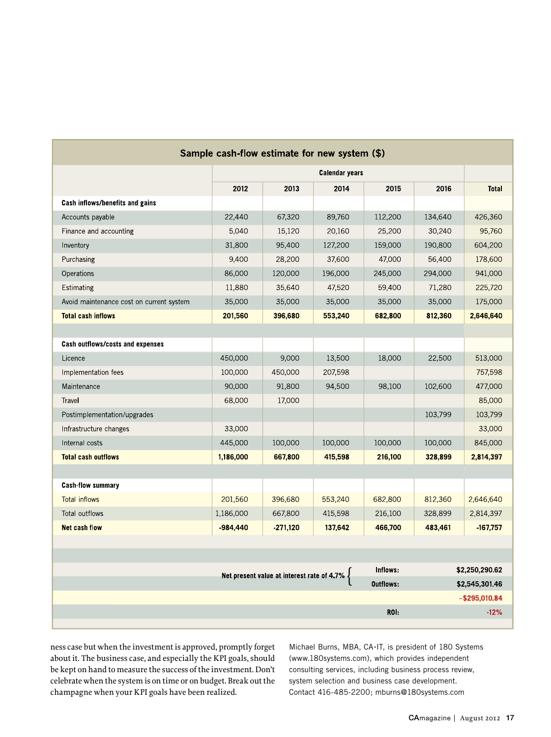## Sample cash-flow estimate for new system ($)

| | Calendar years | | | | | |
|---|---|---|---|---|---|---|
| | 2012 | 2013 | 2014 | 2015 | 2016 | Total |
| **Cash inflows/benefits and gains** | | | | | | |
| Accounts payable | 22,440 | 67,320 | 89,760 | 112,200 | 134,640 | 426,360 |
| Finance and accounting | 5,040 | 15,120 | 20,160 | 25,200 | 30,240 | 95,760 |
| Inventory | 31,800 | 95,400 | 127,200 | 159,000 | 190,800 | 604,200 |
| Purchasing | 9,400 | 28,200 | 37,600 | 47,000 | 56,400 | 178,600 |
| Operations | 86,000 | 120,000 | 196,000 | 245,000 | 294,000 | 941,000 |
| Estimating | 11,880 | 35,640 | 47,520 | 59,400 | 71,280 | 225,720 |
| Avoid maintenance cost on current system | 35,000 | 35,000 | 35,000 | 35,000 | 35,000 | 175,000 |
| **Total cash inflows** | **201,560** | **396,680** | **553,240** | **682,800** | **812,360** | **2,646,640** |
| | | | | | | |
| **Cash outflows/costs and expenses** | | | | | | |
| Licence | 450,000 | 9,000 | 13,500 | 18,000 | 22,500 | 513,000 |
| Implementation fees | 100,000 | 450,000 | 207,598 | | | 757,598 |
| Maintenance | 90,000 | 91,800 | 94,500 | 98,100 | 102,600 | 477,000 |
| Travel | 68,000 | 17,000 | | | | 85,000 |
| Postimplementation/upgrades | | | | | 103,799 | 103,799 |
| Infrastructure changes | 33,000 | | | | | 33,000 |
| Internal costs | 445,000 | 100,000 | 100,000 | 100,000 | 100,000 | 845,000 |
| **Total cash outflows** | **1,186,000** | **667,800** | **415,598** | **216,100** | **328,899** | **2,814,397** |
| | | | | | | |
| **Cash-flow summary** | | | | | | |
| Total inflows | 201,560 | 396,680 | 553,240 | 682,800 | 812,360 | 2,646,640 |
| Total outflows | 1,186,000 | 667,800 | 415,598 | 216,100 | 328,899 | 2,814,397 |
| **Net cash flow** | **-984,440** | **-271,120** | **137,642** | **466,700** | **483,461** | **-167,757** |
| | | | | | | |
| | | | **Net present value at interest rate of 4.7%** | | **Inflows:** | **$2,250,290.62** |
| | | | | | **Outflows:** | **$2,545,301.46** |
| | | | | | | **–$295,010.84** |
| | | | | | **ROI:** | **-12%** |

ness case but when the investment is approved, promptly forget about it. The business case, and especially the KPI goals, should be kept on hand to measure the success of the investment. Don't celebrate when the system is on time or on budget. Break out the champagne when your KPI goals have been realized.

Michael Burns, MBA, CA·IT, is president of 180 Systems (www.180systems.com), which provides independent consulting services, including business process review, system selection and business case development. Contact 416-485-2200; mburns@180systems.com